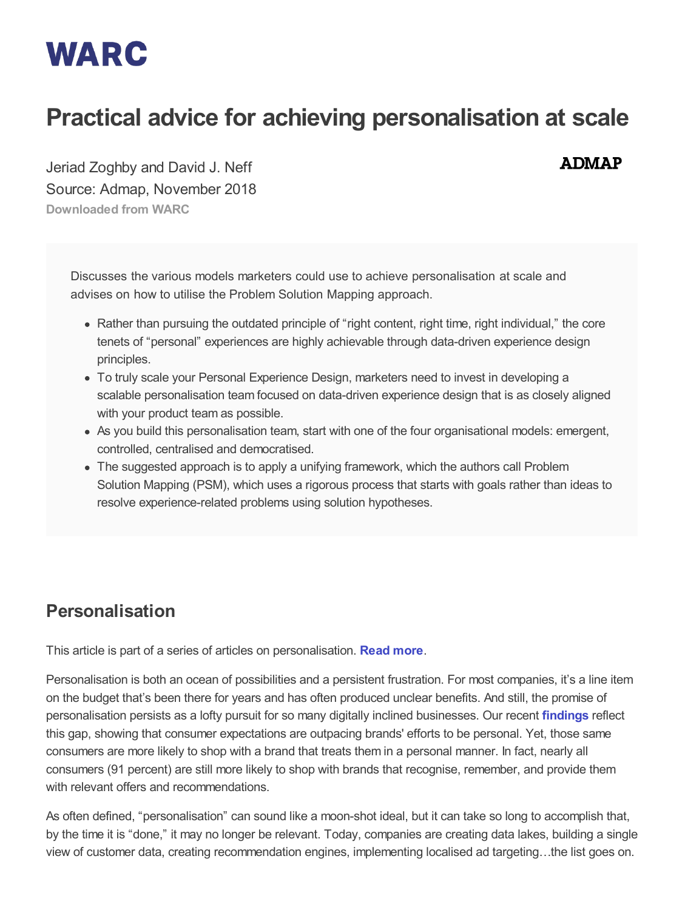WARC

# Practical advice for achieving personalisation at scale

Jeriad Zoghby and David J. Neff
Source: Admap, November 2018
**Downloaded from WARC**

ADMAP

Discusses the various models marketers could use to achieve personalisation at scale and advises on how to utilise the Problem Solution Mapping approach.

- Rather than pursuing the outdated principle of "right content, right time, right individual," the core tenets of "personal" experiences are highly achievable through data-driven experience design principles.
- To truly scale your Personal Experience Design, marketers need to invest in developing a scalable personalisation team focused on data-driven experience design that is as closely aligned with your product team as possible.
- As you build this personalisation team, start with one of the four organisational models: emergent, controlled, centralised and democratised.
- The suggested approach is to apply a unifying framework, which the authors call Problem Solution Mapping (PSM), which uses a rigorous process that starts with goals rather than ideas to resolve experience-related problems using solution hypotheses.

## Personalisation

This article is part of a series of articles on personalisation. **Read more**.

Personalisation is both an ocean of possibilities and a persistent frustration. For most companies, it's a line item on the budget that's been there for years and has often produced unclear benefits. And still, the promise of personalisation persists as a lofty pursuit for so many digitally inclined businesses. Our recent **findings** reflect this gap, showing that consumer expectations are outpacing brands' efforts to be personal. Yet, those same consumers are more likely to shop with a brand that treats them in a personal manner. In fact, nearly all consumers (91 percent) are still more likely to shop with brands that recognise, remember, and provide them with relevant offers and recommendations.

As often defined, "personalisation" can sound like a moon-shot ideal, but it can take so long to accomplish that, by the time it is "done," it may no longer be relevant. Today, companies are creating data lakes, building a single view of customer data, creating recommendation engines, implementing localised ad targeting…the list goes on.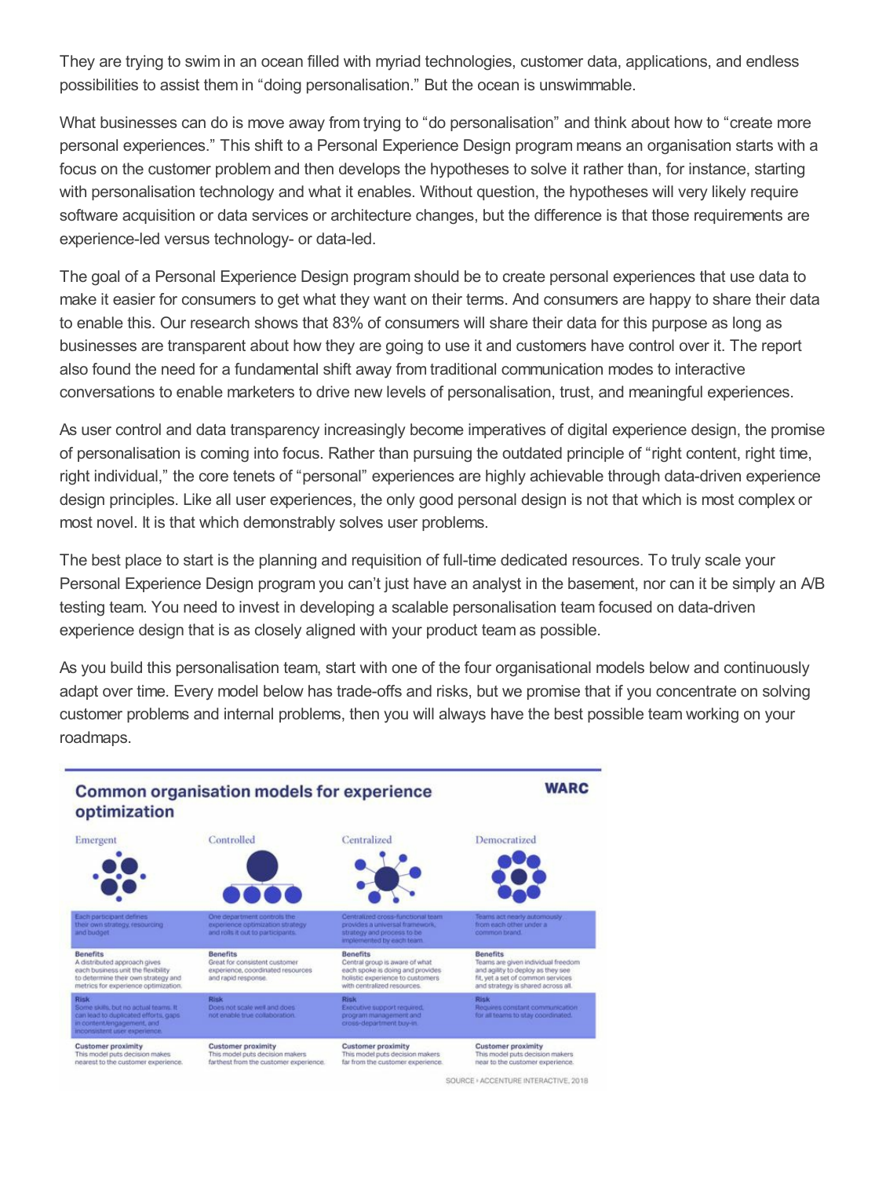They are trying to swim in an ocean filled with myriad technologies, customer data, applications, and endless possibilities to assist them in "doing personalisation." But the ocean is unswimmable.

What businesses can do is move away from trying to "do personalisation" and think about how to "create more personal experiences." This shift to a Personal Experience Design program means an organisation starts with a focus on the customer problem and then develops the hypotheses to solve it rather than, for instance, starting with personalisation technology and what it enables. Without question, the hypotheses will very likely require software acquisition or data services or architecture changes, but the difference is that those requirements are experience-led versus technology- or data-led.

The goal of a Personal Experience Design program should be to create personal experiences that use data to make it easier for consumers to get what they want on their terms. And consumers are happy to share their data to enable this. Our research shows that 83% of consumers will share their data for this purpose as long as businesses are transparent about how they are going to use it and customers have control over it. The report also found the need for a fundamental shift away from traditional communication modes to interactive conversations to enable marketers to drive new levels of personalisation, trust, and meaningful experiences.

As user control and data transparency increasingly become imperatives of digital experience design, the promise of personalisation is coming into focus. Rather than pursuing the outdated principle of "right content, right time, right individual," the core tenets of "personal" experiences are highly achievable through data-driven experience design principles. Like all user experiences, the only good personal design is not that which is most complex or most novel. It is that which demonstrably solves user problems.

The best place to start is the planning and requisition of full-time dedicated resources. To truly scale your Personal Experience Design program you can't just have an analyst in the basement, nor can it be simply an A/B testing team. You need to invest in developing a scalable personalisation team focused on data-driven experience design that is as closely aligned with your product team as possible.

As you build this personalisation team, start with one of the four organisational models below and continuously adapt over time. Every model below has trade-offs and risks, but we promise that if you concentrate on solving customer problems and internal problems, then you will always have the best possible team working on your roadmaps.

**Common organisation models for experience optimization** WARC

| | Emergent | Controlled | Centralized | Democratized |
|---|---|---|---|---|
| | Each participant defines their own strategy, resourcing and budget | One department controls the experience optimization strategy and rolls it out to participants. | Centralized cross-functional team provides a universal framework, strategy and process to be implemented by each team. | Teams act nearly autonomously from each other under a common brand. |
| **Benefits** | A distributed approach gives each business unit the flexibility to determine their own strategy and metrics for experience optimization. | Great for consistent customer experience, coordinated resources and rapid response. | Central group is aware of what each spoke is doing and provides holistic experience to customers with centralized resources. | Teams are given individual freedom and agility to deploy as they see fit, yet a set of common services and strategy is shared across all. |
| **Risk** | Some skills, but no actual teams. It can lead to duplicated efforts, gaps in content/engagement, and inconsistent user experience. | Does not scale well and does not enable true collaboration. | Executive support required, program management and cross-department buy-in. | Requires constant communication for all teams to stay coordinated. |
| **Customer proximity** | This model puts decision makes nearest to the customer experience. | This model puts decision makers farthest from the customer experience. | This model puts decision makers far from the customer experience. | This model puts decision makers near to the customer experience. |

SOURCE › ACCENTURE INTERACTIVE, 2018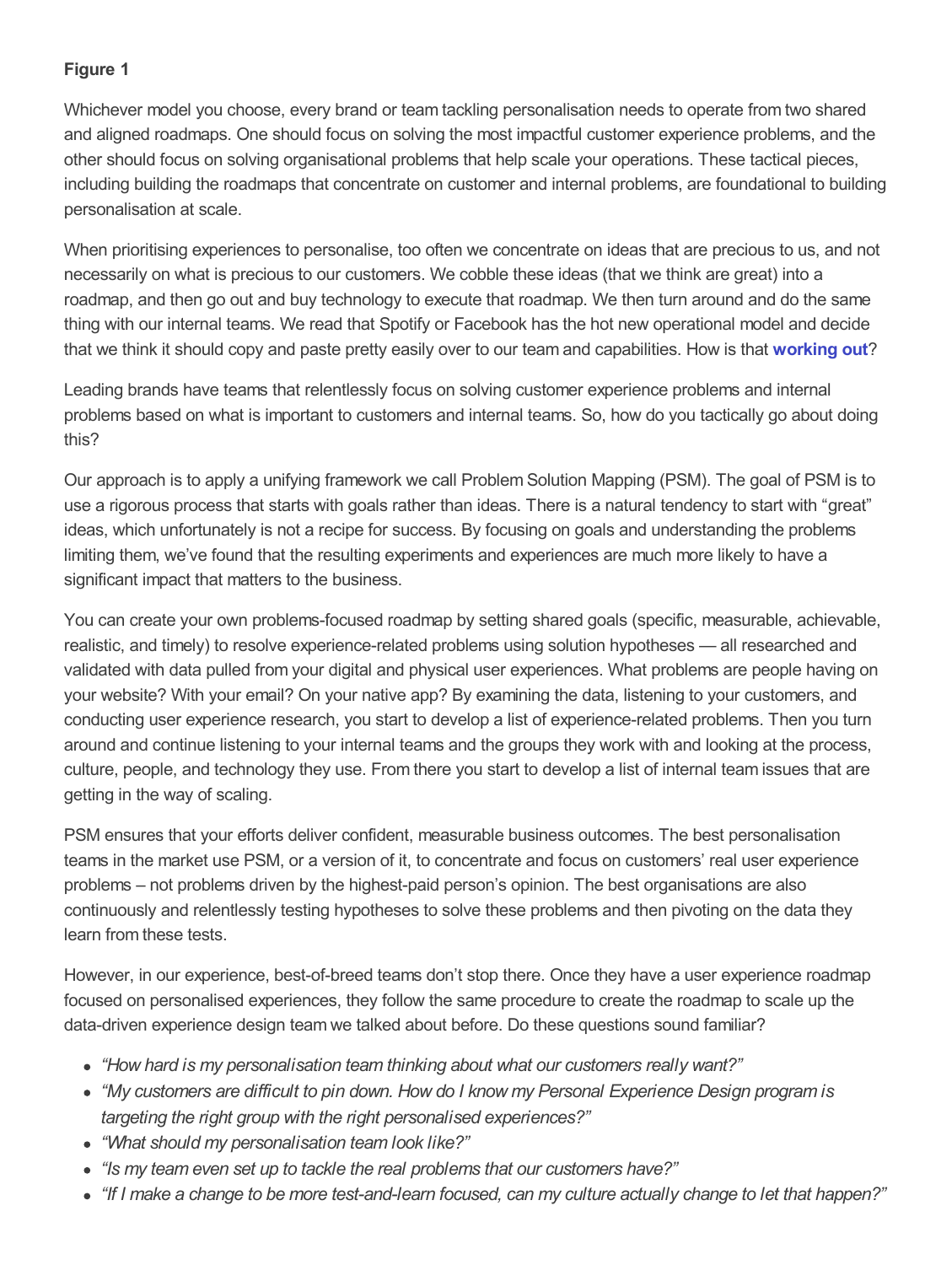**Figure 1**

Whichever model you choose, every brand or team tackling personalisation needs to operate from two shared and aligned roadmaps. One should focus on solving the most impactful customer experience problems, and the other should focus on solving organisational problems that help scale your operations. These tactical pieces, including building the roadmaps that concentrate on customer and internal problems, are foundational to building personalisation at scale.

When prioritising experiences to personalise, too often we concentrate on ideas that are precious to us, and not necessarily on what is precious to our customers. We cobble these ideas (that we think are great) into a roadmap, and then go out and buy technology to execute that roadmap. We then turn around and do the same thing with our internal teams. We read that Spotify or Facebook has the hot new operational model and decide that we think it should copy and paste pretty easily over to our team and capabilities. How is that **working out**?

Leading brands have teams that relentlessly focus on solving customer experience problems and internal problems based on what is important to customers and internal teams. So, how do you tactically go about doing this?

Our approach is to apply a unifying framework we call Problem Solution Mapping (PSM). The goal of PSM is to use a rigorous process that starts with goals rather than ideas. There is a natural tendency to start with "great" ideas, which unfortunately is not a recipe for success. By focusing on goals and understanding the problems limiting them, we've found that the resulting experiments and experiences are much more likely to have a significant impact that matters to the business.

You can create your own problems-focused roadmap by setting shared goals (specific, measurable, achievable, realistic, and timely) to resolve experience-related problems using solution hypotheses — all researched and validated with data pulled from your digital and physical user experiences. What problems are people having on your website? With your email? On your native app? By examining the data, listening to your customers, and conducting user experience research, you start to develop a list of experience-related problems. Then you turn around and continue listening to your internal teams and the groups they work with and looking at the process, culture, people, and technology they use. From there you start to develop a list of internal team issues that are getting in the way of scaling.

PSM ensures that your efforts deliver confident, measurable business outcomes. The best personalisation teams in the market use PSM, or a version of it, to concentrate and focus on customers' real user experience problems – not problems driven by the highest-paid person's opinion. The best organisations are also continuously and relentlessly testing hypotheses to solve these problems and then pivoting on the data they learn from these tests.

However, in our experience, best-of-breed teams don't stop there. Once they have a user experience roadmap focused on personalised experiences, they follow the same procedure to create the roadmap to scale up the data-driven experience design team we talked about before. Do these questions sound familiar?

- *"How hard is my personalisation team thinking about what our customers really want?"*
- *"My customers are difficult to pin down. How do I know my Personal Experience Design program is targeting the right group with the right personalised experiences?"*
- *"What should my personalisation team look like?"*
- *"Is my team even set up to tackle the real problems that our customers have?"*
- *"If I make a change to be more test-and-learn focused, can my culture actually change to let that happen?"*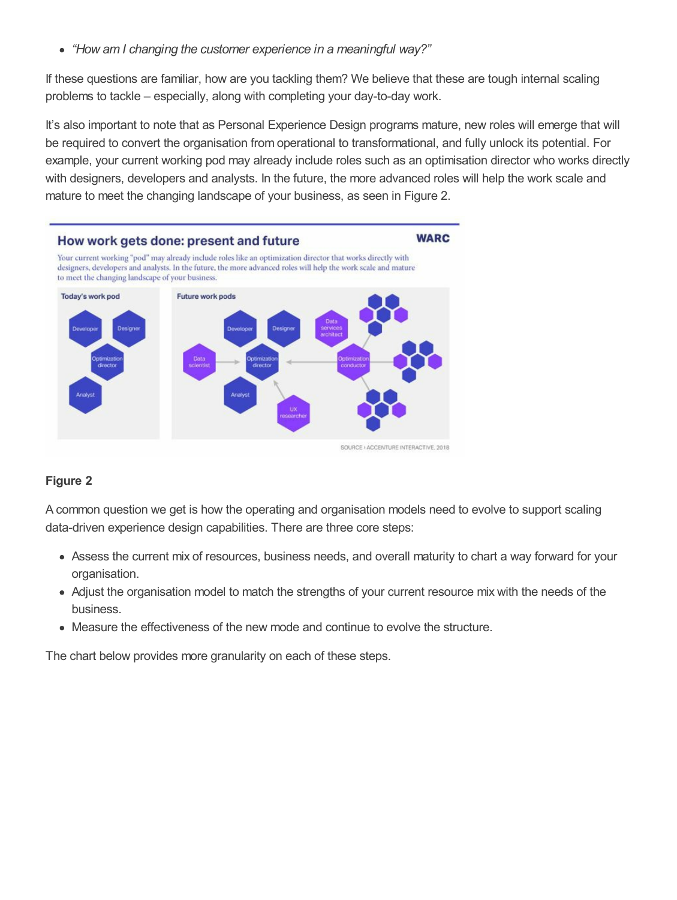- *"How am I changing the customer experience in a meaningful way?"*

If these questions are familiar, how are you tackling them? We believe that these are tough internal scaling problems to tackle – especially, along with completing your day-to-day work.

It's also important to note that as Personal Experience Design programs mature, new roles will emerge that will be required to convert the organisation from operational to transformational, and fully unlock its potential. For example, your current working pod may already include roles such as an optimisation director who works directly with designers, developers and analysts. In the future, the more advanced roles will help the work scale and mature to meet the changing landscape of your business, as seen in Figure 2.

How work gets done: present and future

WARC

Your current working "pod" may already include roles like an optimization director that works directly with designers, developers and analysts. In the future, the more advanced roles will help the work scale and mature to meet the changing landscape of your business.

Today's work pod

Developer

Designer

Optimization director

Analyst

Future work pods

Developer

Designer

Data services architect

Data scientist

Optimization director

Optimization conductor

Analyst

UX researcher

SOURCE › ACCENTURE INTERACTIVE, 2018

**Figure 2**

A common question we get is how the operating and organisation models need to evolve to support scaling data-driven experience design capabilities. There are three core steps:

- Assess the current mix of resources, business needs, and overall maturity to chart a way forward for your organisation.
- Adjust the organisation model to match the strengths of your current resource mix with the needs of the business.
- Measure the effectiveness of the new mode and continue to evolve the structure.

The chart below provides more granularity on each of these steps.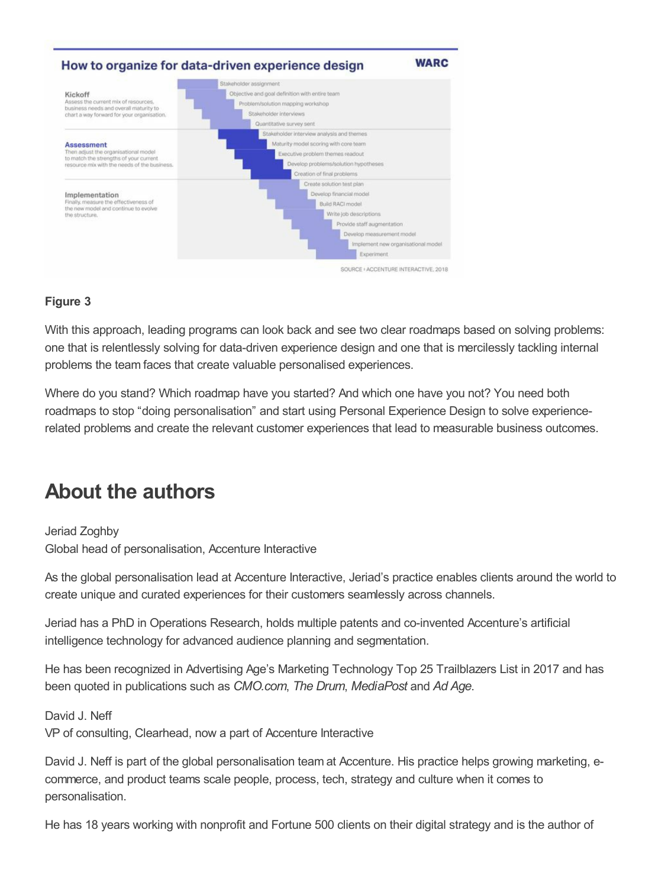How to organize for data-driven experience design

WARC

Kickoff
Assess the current mix of resources, business needs and overall maturity to chart a way forward for your organisation.

Stakeholder assignment
Objective and goal definition with entire team
Problem/solution mapping workshop
Stakeholder interviews
Quantitative survey sent

Assessment
Then adjust the organisational model to match the strengths of your current resource mix with the needs of the business.

Stakeholder interview analysis and themes
Maturity model scoring with core team
Executive problem themes readout
Develop problems/solution hypotheses
Creation of final problems

Implementation
Finally, measure the effectiveness of the new model and continue to evolve the structure.

Create solution test plan
Develop financial model
Build RACI model
Write job descriptions
Provide staff augmentation
Develop measurement model
Implement new organisational model
Experiment

SOURCE : ACCENTURE INTERACTIVE, 2018

**Figure 3**

With this approach, leading programs can look back and see two clear roadmaps based on solving problems: one that is relentlessly solving for data-driven experience design and one that is mercilessly tackling internal problems the team faces that create valuable personalised experiences.

Where do you stand? Which roadmap have you started? And which one have you not? You need both roadmaps to stop "doing personalisation" and start using Personal Experience Design to solve experience-related problems and create the relevant customer experiences that lead to measurable business outcomes.

## About the authors

Jeriad Zoghby
Global head of personalisation, Accenture Interactive

As the global personalisation lead at Accenture Interactive, Jeriad's practice enables clients around the world to create unique and curated experiences for their customers seamlessly across channels.

Jeriad has a PhD in Operations Research, holds multiple patents and co-invented Accenture's artificial intelligence technology for advanced audience planning and segmentation.

He has been recognized in Advertising Age's Marketing Technology Top 25 Trailblazers List in 2017 and has been quoted in publications such as *CMO.com*, *The Drum*, *MediaPost* and *Ad Age*.

David J. Neff
VP of consulting, Clearhead, now a part of Accenture Interactive

David J. Neff is part of the global personalisation team at Accenture. His practice helps growing marketing, e-commerce, and product teams scale people, process, tech, strategy and culture when it comes to personalisation.

He has 18 years working with nonprofit and Fortune 500 clients on their digital strategy and is the author of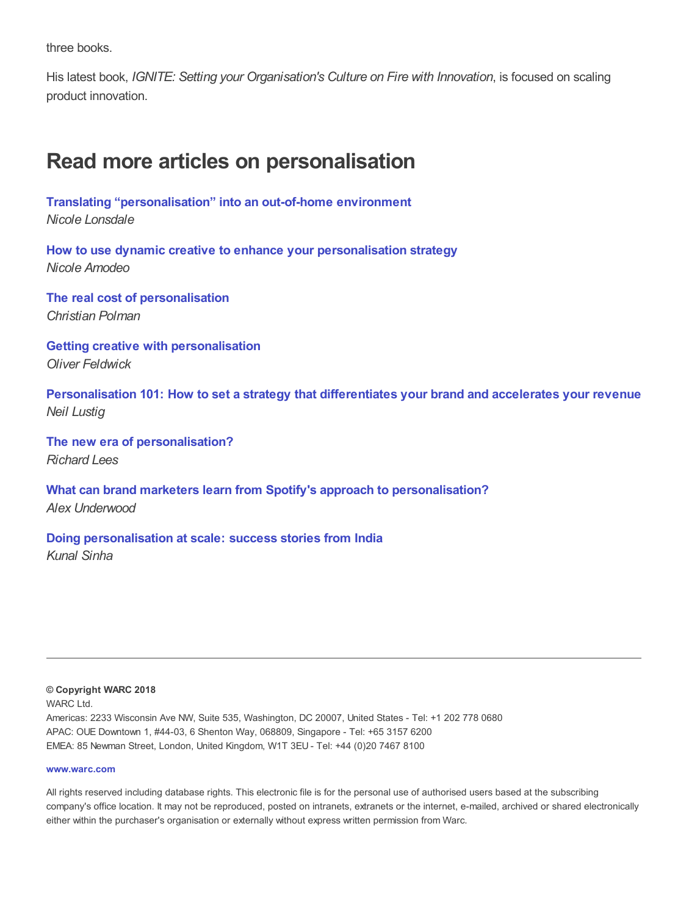three books.

His latest book, *IGNITE: Setting your Organisation's Culture on Fire with Innovation*, is focused on scaling product innovation.

## Read more articles on personalisation

**Translating “personalisation” into an out-of-home environment**
*Nicole Lonsdale*

**How to use dynamic creative to enhance your personalisation strategy**
*Nicole Amodeo*

**The real cost of personalisation**
*Christian Polman*

**Getting creative with personalisation**
*Oliver Feldwick*

**Personalisation 101: How to set a strategy that differentiates your brand and accelerates your revenue**
*Neil Lustig*

**The new era of personalisation?**
*Richard Lees*

**What can brand marketers learn from Spotify's approach to personalisation?**
*Alex Underwood*

**Doing personalisation at scale: success stories from India**
*Kunal Sinha*

---

**© Copyright WARC 2018**
WARC Ltd.
Americas: 2233 Wisconsin Ave NW, Suite 535, Washington, DC 20007, United States - Tel: +1 202 778 0680
APAC: OUE Downtown 1, #44-03, 6 Shenton Way, 068809, Singapore - Tel: +65 3157 6200
EMEA: 85 Newman Street, London, United Kingdom, W1T 3EU - Tel: +44 (0)20 7467 8100

**www.warc.com**

All rights reserved including database rights. This electronic file is for the personal use of authorised users based at the subscribing company's office location. It may not be reproduced, posted on intranets, extranets or the internet, e-mailed, archived or shared electronically either within the purchaser's organisation or externally without express written permission from Warc.